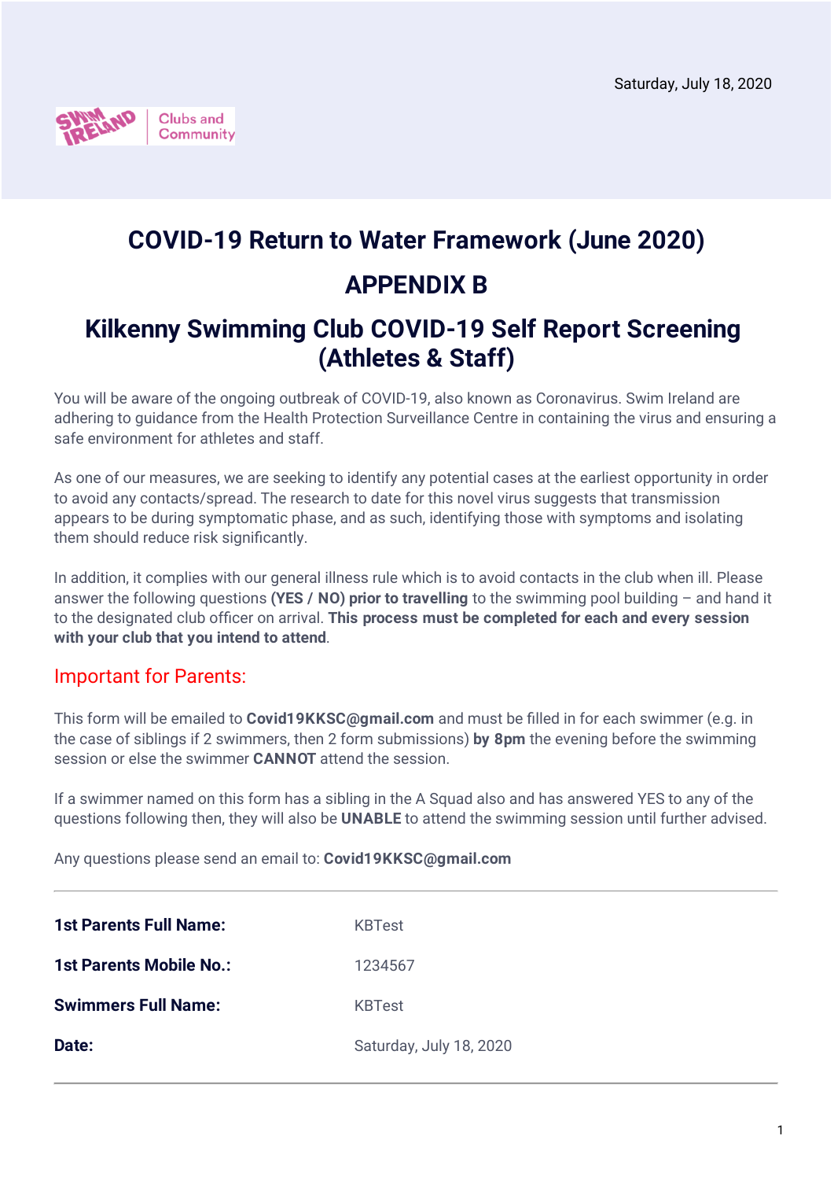Saturday, July 18, 2020

Swim Ireland | Clubs and Community

# COVID-19 Return to Water Framework (June 2020)

# APPENDIX B

# Kilkenny Swimming Club COVID-19 Self Report Screening (Athletes & Staff)

You will be aware of the ongoing outbreak of COVID-19, also known as Coronavirus. Swim Ireland are adhering to guidance from the Health Protection Surveillance Centre in containing the virus and ensuring a safe environment for athletes and staff.

As one of our measures, we are seeking to identify any potential cases at the earliest opportunity in order to avoid any contacts/spread. The research to date for this novel virus suggests that transmission appears to be during symptomatic phase, and as such, identifying those with symptoms and isolating them should reduce risk significantly.

In addition, it complies with our general illness rule which is to avoid contacts in the club when ill. Please answer the following questions **(YES / NO) prior to travelling** to the swimming pool building – and hand it to the designated club officer on arrival. **This process must be completed for each and every session with your club that you intend to attend**.

## Important for Parents:

This form will be emailed to **Covid19KKSC@gmail.com** and must be filled in for each swimmer (e.g. in the case of siblings if 2 swimmers, then 2 form submissions) **by 8pm** the evening before the swimming session or else the swimmer **CANNOT** attend the session.

If a swimmer named on this form has a sibling in the A Squad also and has answered YES to any of the questions following then, they will also be **UNABLE** to attend the swimming session until further advised.

Any questions please send an email to: **Covid19KKSC@gmail.com**

---

| | |
|---|---|
| **1st Parents Full Name:** | KBTest |
| **1st Parents Mobile No.:** | 1234567 |
| **Swimmers Full Name:** | KBTest |
| **Date:** | Saturday, July 18, 2020 |

---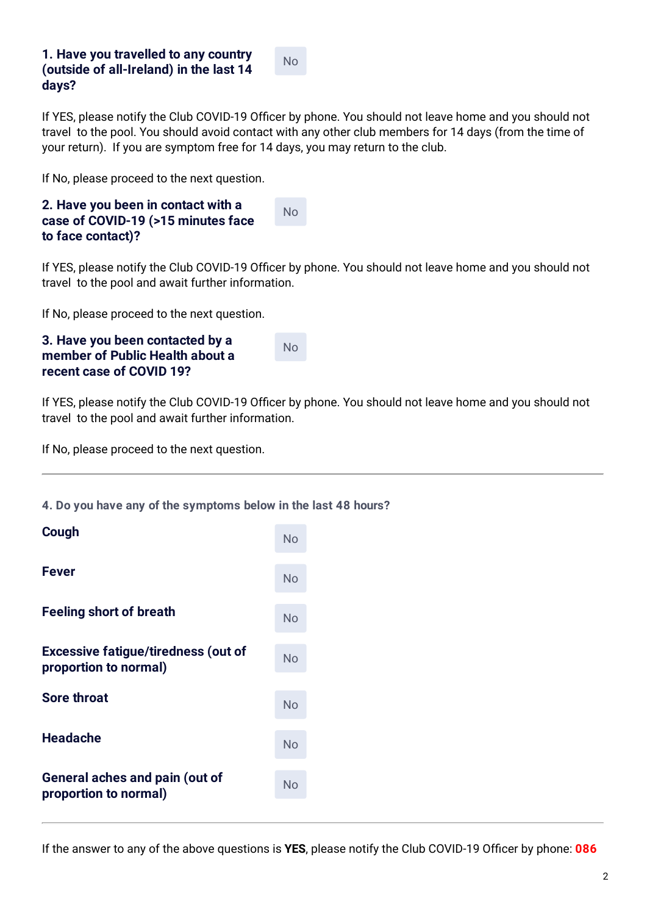**1. Have you travelled to any country (outside of all-Ireland) in the last 14 days?** No

If YES, please notify the Club COVID-19 Officer by phone. You should not leave home and you should not travel to the pool. You should avoid contact with any other club members for 14 days (from the time of your return). If you are symptom free for 14 days, you may return to the club.

If No, please proceed to the next question.

**2. Have you been in contact with a case of COVID-19 (>15 minutes face to face contact)?** No

If YES, please notify the Club COVID-19 Officer by phone. You should not leave home and you should not travel to the pool and await further information.

If No, please proceed to the next question.

**3. Have you been contacted by a member of Public Health about a recent case of COVID 19?** No

If YES, please notify the Club COVID-19 Officer by phone. You should not leave home and you should not travel to the pool and await further information.

If No, please proceed to the next question.

---

**4. Do you have any of the symptoms below in the last 48 hours?**

| | |
|---|---|
| **Cough** | No |
| **Fever** | No |
| **Feeling short of breath** | No |
| **Excessive fatigue/tiredness (out of proportion to normal)** | No |
| **Sore throat** | No |
| **Headache** | No |
| **General aches and pain (out of proportion to normal)** | No |

---

If the answer to any of the above questions is **YES**, please notify the Club COVID-19 Officer by phone: **086**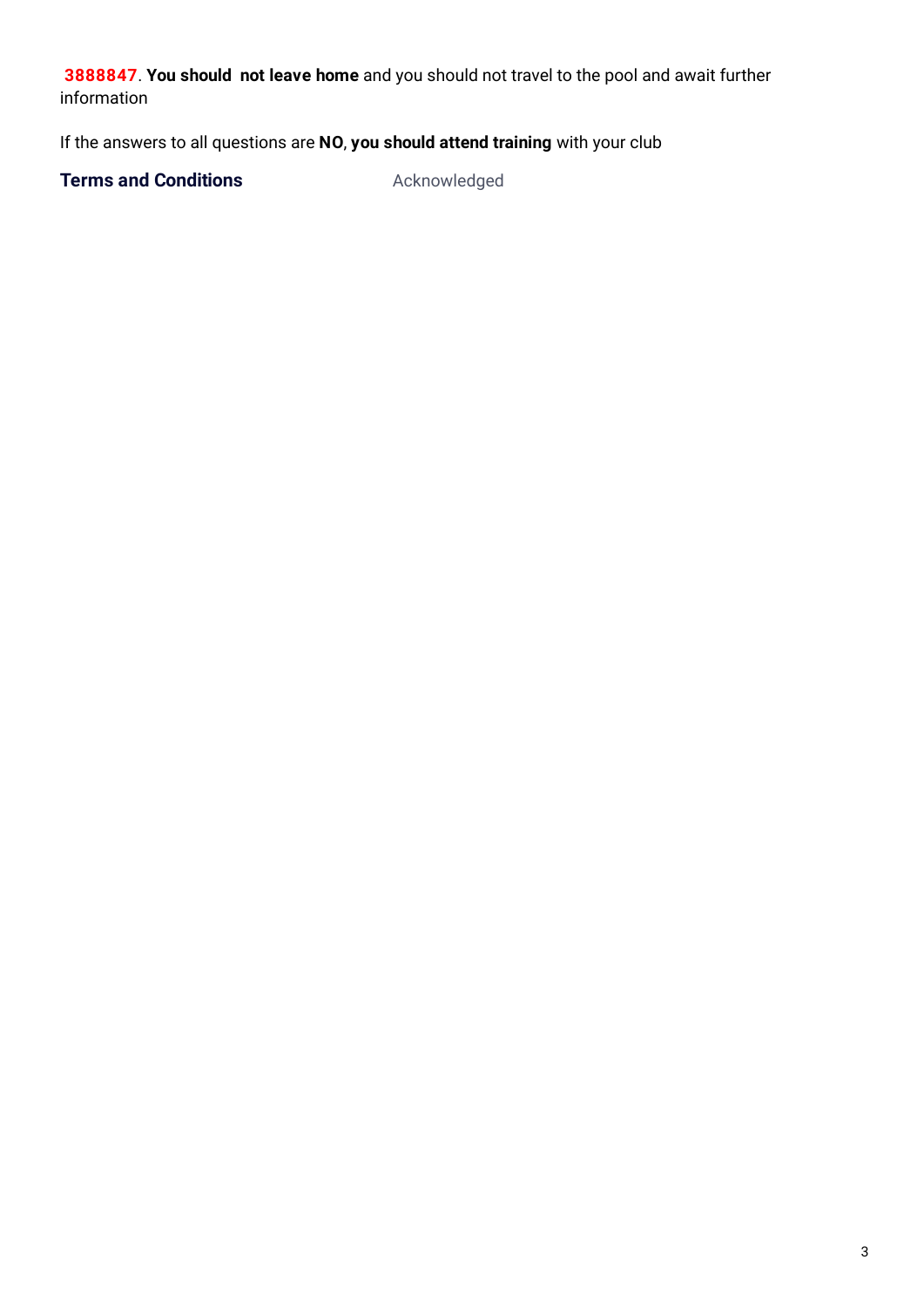**3888847**. **You should not leave home** and you should not travel to the pool and await further information

If the answers to all questions are **NO**, **you should attend training** with your club

**Terms and Conditions** Acknowledged